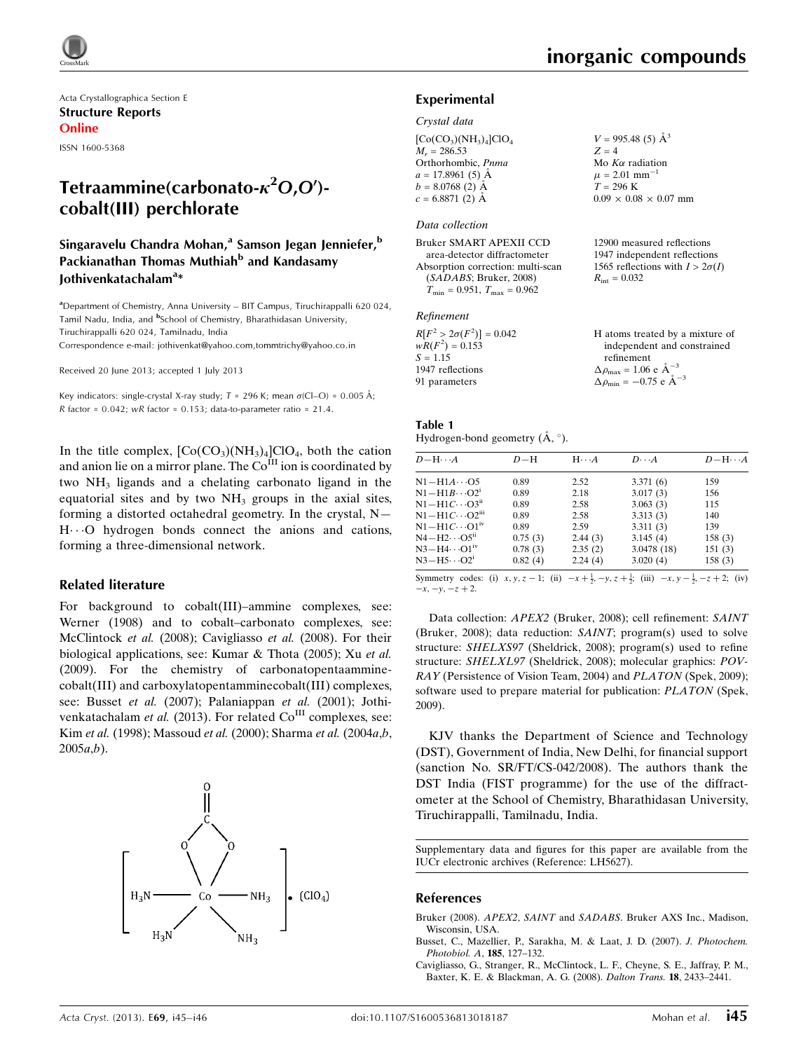Acta Crystallographica Section E
**Structure Reports Online**
ISSN 1600-5368

# Tetraammine(carbonato-$\kappa^2O,O'$)-cobalt(III) perchlorate

**Singaravelu Chandra Mohan,[a] Samson Jegan Jenniefer,[b] Packianathan Thomas Muthiah[b] and Kandasamy Jothivenkatachalam[a]***

[a]Department of Chemistry, Anna University – BIT Campus, Tiruchirappalli 620 024, Tamil Nadu, India, and [b]School of Chemistry, Bharathidasan University, Tiruchirappalli 620 024, Tamilnadu, India
Correspondence e-mail: jothivenkat@yahoo.com,tommtrichy@yahoo.co.in

Received 20 June 2013; accepted 1 July 2013

Key indicators: single-crystal X-ray study; $T$ = 296 K; mean $\sigma$(Cl–O) = 0.005 Å; $R$ factor = 0.042; $wR$ factor = 0.153; data-to-parameter ratio = 21.4.

In the title complex, $[Co(CO_3)(NH_3)_4]ClO_4$, both the cation and anion lie on a mirror plane. The $Co^{III}$ ion is coordinated by two $NH_3$ ligands and a chelating carbonato ligand in the equatorial sites and by two $NH_3$ groups in the axial sites, forming a distorted octahedral geometry. In the crystal, N—H···O hydrogen bonds connect the anions and cations, forming a three-dimensional network.

## Related literature

For background to cobalt(III)–ammine complexes, see: Werner (1908) and to cobalt–carbonato complexes, see: McClintock *et al.* (2008); Cavigliasso *et al.* (2008). For their biological applications, see: Kumar & Thota (2005); Xu *et al.* (2009). For the chemistry of carbonatopentaammine-cobalt(III) and carboxylatopentamminecobalt(III) complexes, see: Busset *et al.* (2007); Palaniappan *et al.* (2001); Jothivenkatachalam *et al.* (2013). For related $Co^{III}$ complexes, see: Kim *et al.* (1998); Massoud *et al.* (2000); Sharma *et al.* (2004*a*,*b*, 2005*a*,*b*).

## Experimental

### Crystal data

$[Co(CO_3)(NH_3)_4]ClO_4$
$M_r$ = 286.53
Orthorhombic, $Pnma$
$a$ = 17.8961 (5) Å
$b$ = 8.0768 (2) Å
$c$ = 6.8871 (2) Å
$V$ = 995.48 (5) Å$^3$
$Z$ = 4
Mo $K\alpha$ radiation
$\mu$ = 2.01 mm$^{-1}$
$T$ = 296 K
0.09 × 0.08 × 0.07 mm

### Data collection

Bruker SMART APEXII CCD area-detector diffractometer
Absorption correction: multi-scan (*SADABS*; Bruker, 2008)
$T_{min}$ = 0.951, $T_{max}$ = 0.962
12900 measured reflections
1947 independent reflections
1565 reflections with $I > 2\sigma(I)$
$R_{int}$ = 0.032

### Refinement

$R[F^2 > 2\sigma(F^2)]$ = 0.042
$wR(F^2)$ = 0.153
$S$ = 1.15
1947 reflections
91 parameters
H atoms treated by a mixture of independent and constrained refinement
$\Delta\rho_{max}$ = 1.06 e Å$^{-3}$
$\Delta\rho_{min}$ = −0.75 e Å$^{-3}$

**Table 1**
Hydrogen-bond geometry (Å, °).

| $D$—H···$A$ | $D$—H | H···$A$ | $D$···$A$ | $D$—H···$A$ |
|---|---|---|---|---|
| N1—H1$A$···O5 | 0.89 | 2.52 | 3.371 (6) | 159 |
| N1—H1$B$···O2$^{i}$ | 0.89 | 2.18 | 3.017 (3) | 156 |
| N1—H1$C$···O3$^{ii}$ | 0.89 | 2.58 | 3.063 (3) | 115 |
| N1—H1$C$···O2$^{iii}$ | 0.89 | 2.58 | 3.313 (3) | 140 |
| N1—H1$C$···O1$^{iv}$ | 0.89 | 2.59 | 3.311 (3) | 139 |
| N4—H2···O5$^{ii}$ | 0.75 (3) | 2.44 (3) | 3.145 (4) | 158 (3) |
| N3—H4···O1$^{iv}$ | 0.78 (3) | 2.35 (2) | 3.0478 (18) | 151 (3) |
| N3—H5···O2$^{i}$ | 0.82 (4) | 2.24 (4) | 3.020 (4) | 158 (3) |

Symmetry codes: (i) $x, y, z-1$; (ii) $-x+\frac{1}{2}, -y, z+\frac{1}{2}$; (iii) $-x, y-\frac{1}{2}, -z+2$; (iv) $-x, -y, -z+2$.

Data collection: *APEX2* (Bruker, 2008); cell refinement: *SAINT* (Bruker, 2008); data reduction: *SAINT*; program(s) used to solve structure: *SHELXS97* (Sheldrick, 2008); program(s) used to refine structure: *SHELXL97* (Sheldrick, 2008); molecular graphics: *POV-RAY* (Persistence of Vision Team, 2004) and *PLATON* (Spek, 2009); software used to prepare material for publication: *PLATON* (Spek, 2009).

KJV thanks the Department of Science and Technology (DST), Government of India, New Delhi, for financial support (sanction No. SR/FT/CS-042/2008). The authors thank the DST India (FIST programme) for the use of the diffractometer at the School of Chemistry, Bharathidasan University, Tiruchirappalli, Tamilnadu, India.

Supplementary data and figures for this paper are available from the IUCr electronic archives (Reference: LH5627).

## References

Bruker (2008). *APEX2*, *SAINT* and *SADABS*. Bruker AXS Inc., Madison, Wisconsin, USA.
Busset, C., Mazellier, P., Sarakha, M. & Laat, J. D. (2007). *J. Photochem. Photobiol. A*, **185**, 127–132.
Cavigliasso, G., Stranger, R., McClintock, L. F., Cheyne, S. E., Jaffray, P. M., Baxter, K. E. & Blackman, A. G. (2008). *Dalton Trans.* **18**, 2433–2441.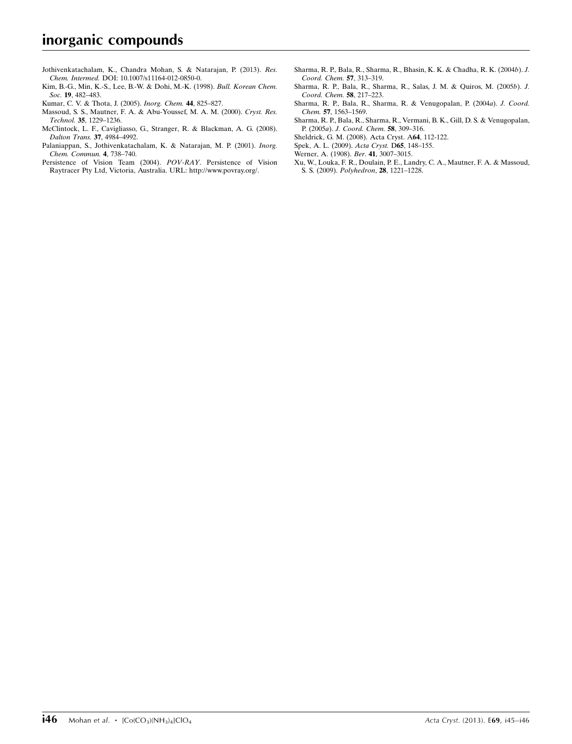Jothivenkatachalam, K., Chandra Mohan, S. & Natarajan, P. (2013). *Res. Chem. Intermed.* DOI: 10.1007/s11164-012-0850-0.

Kim, B.-G., Min, K.-S., Lee, B.-W. & Dohi, M.-K. (1998). *Bull. Korean Chem. Soc.* **19**, 482–483.

Kumar, C. V. & Thota, J. (2005). *Inorg. Chem.* **44**, 825–827.

Massoud, S. S., Mautner, F. A. & Abu-Youssef, M. A. M. (2000). *Cryst. Res. Technol.* **35**, 1229–1236.

McClintock, L. F., Cavigliasso, G., Stranger, R. & Blackman, A. G. (2008). *Dalton Trans.* **37**, 4984–4992.

Palaniappan, S., Jothivenkatachalam, K. & Natarajan, M. P. (2001). *Inorg. Chem. Commun.* **4**, 738–740.

Persistence of Vision Team (2004). *POV-RAY*. Persistence of Vision Raytracer Pty Ltd, Victoria, Australia. URL: http://www.povray.org/.

Sharma, R. P., Bala, R., Sharma, R., Bhasin, K. K. & Chadha, R. K. (2004*b*). *J. Coord. Chem.* **57**, 313–319.

Sharma, R. P., Bala, R., Sharma, R., Salas, J. M. & Quiros, M. (2005*b*). *J. Coord. Chem.* **58**, 217–223.

Sharma, R. P., Bala, R., Sharma, R. & Venugopalan, P. (2004*a*). *J. Coord. Chem.* **57**, 1563–1569.

Sharma, R. P., Bala, R., Sharma, R., Vermani, B. K., Gill, D. S. & Venugopalan, P. (2005*a*). *J. Coord. Chem.* **58**, 309–316.

Sheldrick, G. M. (2008). Acta Cryst. A**64**, 112-122.

Spek, A. L. (2009). *Acta Cryst.* D**65**, 148–155.

Werner, A. (1908). *Ber*. **41**, 3007–3015.

Xu, W., Louka, F. R., Doulain, P. E., Landry, C. A., Mautner, F. A. & Massoud, S. S. (2009). *Polyhedron*, **28**, 1221–1228.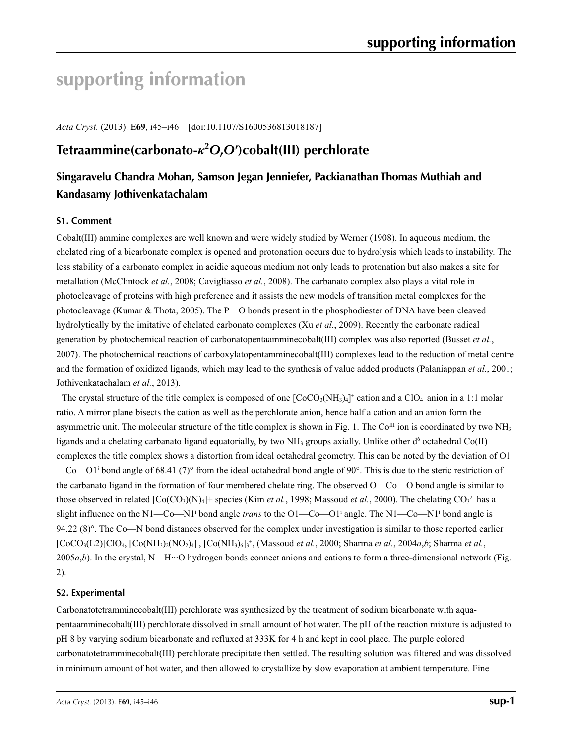# supporting information

*Acta Cryst.* (2013). E**69**, i45–i46 [doi:10.1107/S1600536813018187]

## Tetraammine(carbonato-$\kappa^2O,O'$)cobalt(III) perchlorate

### Singaravelu Chandra Mohan, Samson Jegan Jenniefer, Packianathan Thomas Muthiah and Kandasamy Jothivenkatachalam

### S1. Comment

Cobalt(III) ammine complexes are well known and were widely studied by Werner (1908). In aqueous medium, the chelated ring of a bicarbonate complex is opened and protonation occurs due to hydrolysis which leads to instability. The less stability of a carbonato complex in acidic aqueous medium not only leads to protonation but also makes a site for metallation (McClintock *et al.*, 2008; Cavigliasso *et al.*, 2008). The carbanato complex also plays a vital role in photocleavage of proteins with high preference and it assists the new models of transition metal complexes for the photocleavage (Kumar & Thota, 2005). The P—O bonds present in the phosphodiester of DNA have been cleaved hydrolytically by the imitative of chelated carbonato complexes (Xu *et al.*, 2009). Recently the carbonate radical generation by photochemical reaction of carbonatopentaamminecobalt(III) complex was also reported (Busset *et al.*, 2007). The photochemical reactions of carboxylatopentamminecobalt(III) complexes lead to the reduction of metal centre and the formation of oxidized ligands, which may lead to the synthesis of value added products (Palaniappan *et al.*, 2001; Jothivenkatachalam *et al.*, 2013).

The crystal structure of the title complex is composed of one $[CoCO_3(NH_3)_4]^+$ cation and a $ClO_4^-$ anion in a 1:1 molar ratio. A mirror plane bisects the cation as well as the perchlorate anion, hence half a cation and an anion form the asymmetric unit. The molecular structure of the title complex is shown in Fig. 1. The $Co^{III}$ ion is coordinated by two $NH_3$ ligands and a chelating carbanato ligand equatorially, by two $NH_3$ groups axially. Unlike other $d^6$ octahedral Co(II) complexes the title complex shows a distortion from ideal octahedral geometry. This can be noted by the deviation of O1—Co—O1$^i$ bond angle of 68.41 (7)° from the ideal octahedral bond angle of 90°. This is due to the steric restriction of the carbanato ligand in the formation of four membered chelate ring. The observed O—Co—O bond angle is similar to those observed in related $[Co(CO_3)(N)_4]$+ species (Kim *et al.*, 1998; Massoud *et al.*, 2000). The chelating $CO_3^{2-}$ has a slight influence on the N1—Co—N1$^i$ bond angle *trans* to the O1—Co—O1$^i$ angle. The N1—Co—N1$^i$ bond angle is 94.22 (8)°. The Co—N bond distances observed for the complex under investigation is similar to those reported earlier $[CoCO_3(L2)]ClO_4$, $[Co(NH_3)_2(NO_2)_4]^-$, $[Co(NH_3)_6]_3^+$, (Massoud *et al.*, 2000; Sharma *et al.*, 2004*a*,*b*; Sharma *et al.*, 2005*a*,*b*). In the crystal, N—H···O hydrogen bonds connect anions and cations to form a three-dimensional network (Fig. 2).

### S2. Experimental

Carbonatotetramminecobalt(III) perchlorate was synthesized by the treatment of sodium bicarbonate with aqua-pentaamminecobalt(III) perchlorate dissolved in small amount of hot water. The pH of the reaction mixture is adjusted to pH 8 by varying sodium bicarbonate and refluxed at 333K for 4 h and kept in cool place. The purple colored carbonatotetramminecobalt(III) perchlorate precipitate then settled. The resulting solution was filtered and was dissolved in minimum amount of hot water, and then allowed to crystallize by slow evaporation at ambient temperature. Fine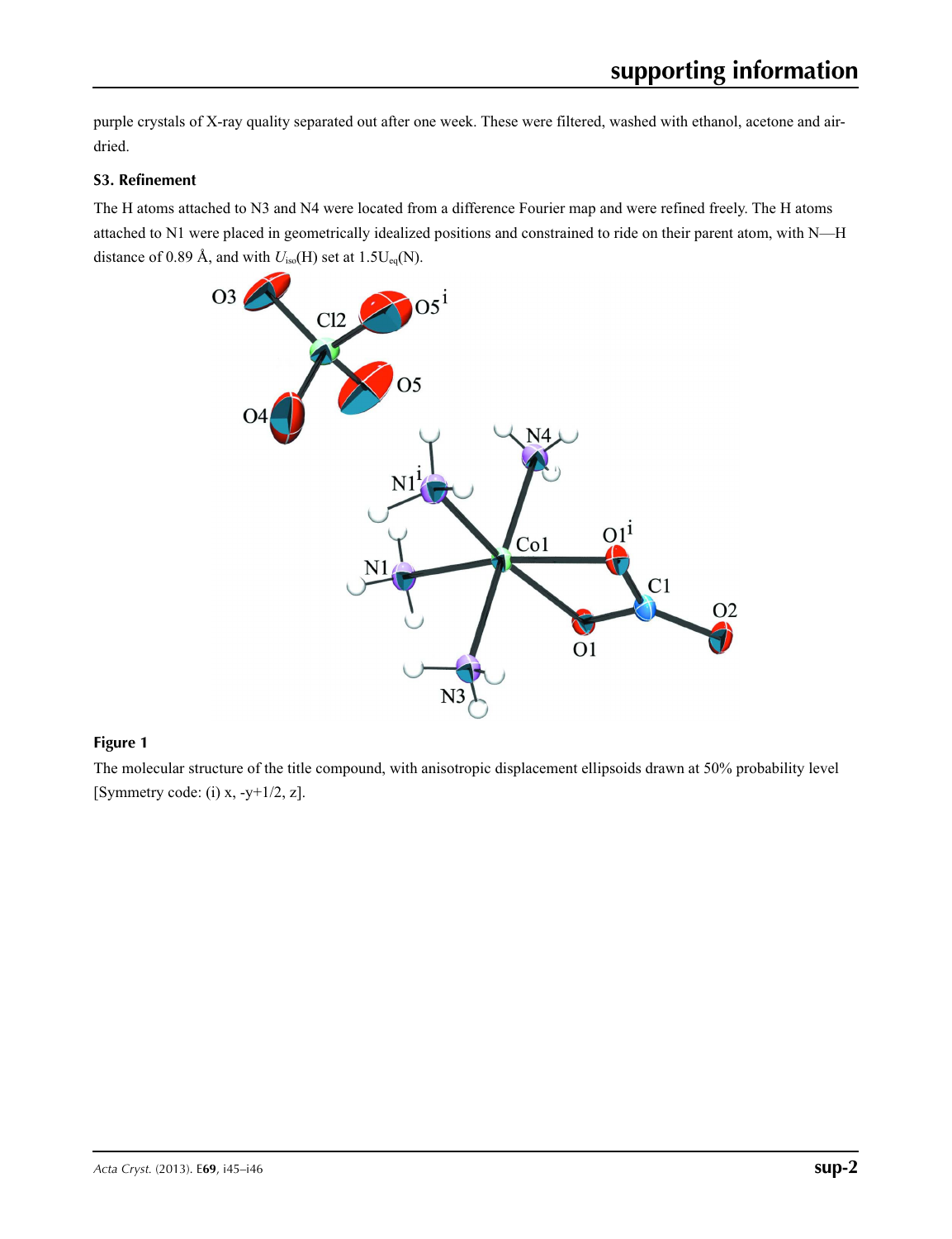purple crystals of X-ray quality separated out after one week. These were filtered, washed with ethanol, acetone and air-dried.

### S3. Refinement

The H atoms attached to N3 and N4 were located from a difference Fourier map and were refined freely. The H atoms attached to N1 were placed in geometrically idealized positions and constrained to ride on their parent atom, with N—H distance of 0.89 Å, and with $U_{iso}$(H) set at $1.5U_{eq}$(N).

### Figure 1

The molecular structure of the title compound, with anisotropic displacement ellipsoids drawn at 50% probability level [Symmetry code: (i) x, -y+1/2, z].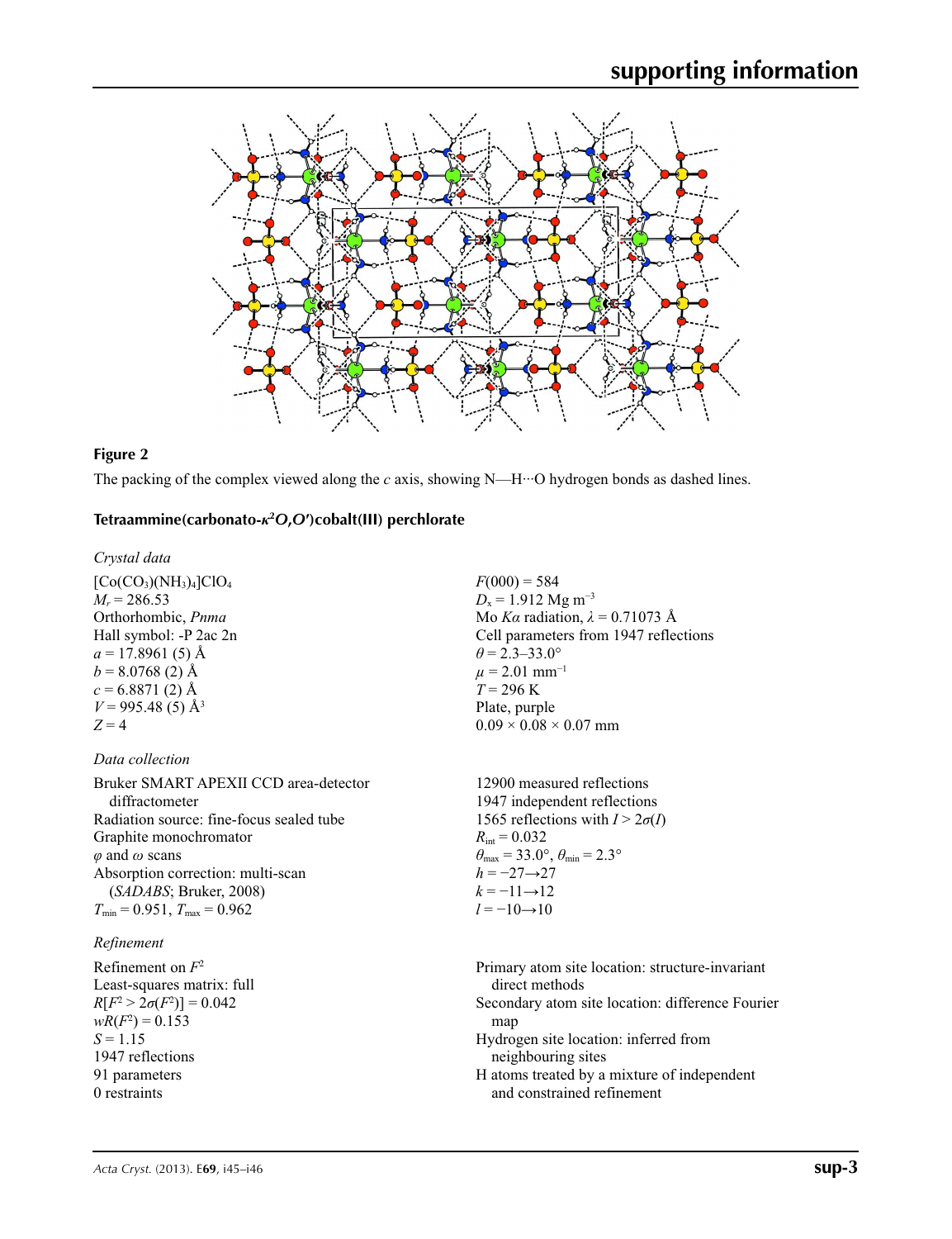**Figure 2**

The packing of the complex viewed along the *c* axis, showing N—H···O hydrogen bonds as dashed lines.

## Tetraammine(carbonato-$\kappa^2O,O'$)cobalt(III) perchlorate

### *Crystal data*

$[Co(CO_3)(NH_3)_4]ClO_4$
$M_r = 286.53$
Orthorhombic, *Pnma*
Hall symbol: -P 2ac 2n
$a = 17.8961$ (5) Å
$b = 8.0768$ (2) Å
$c = 6.8871$ (2) Å
$V = 995.48$ (5) Å$^3$
$Z = 4$
$F(000) = 584$
$D_x = 1.912$ Mg m$^{-3}$
Mo $K\alpha$ radiation, $\lambda = 0.71073$ Å
Cell parameters from 1947 reflections
$\theta = 2.3$–$33.0°$
$\mu = 2.01$ mm$^{-1}$
$T = 296$ K
Plate, purple
$0.09 \times 0.08 \times 0.07$ mm

### *Data collection*

Bruker SMART APEXII CCD area-detector diffractometer
Radiation source: fine-focus sealed tube
Graphite monochromator
$\varphi$ and $\omega$ scans
Absorption correction: multi-scan (*SADABS*; Bruker, 2008)
$T_{min} = 0.951$, $T_{max} = 0.962$
12900 measured reflections
1947 independent reflections
1565 reflections with $I > 2\sigma(I)$
$R_{int} = 0.032$
$\theta_{max} = 33.0°$, $\theta_{min} = 2.3°$
$h = -27 \rightarrow 27$
$k = -11 \rightarrow 12$
$l = -10 \rightarrow 10$

### *Refinement*

Refinement on $F^2$
Least-squares matrix: full
$R[F^2 > 2\sigma(F^2)] = 0.042$
$wR(F^2) = 0.153$
$S = 1.15$
1947 reflections
91 parameters
0 restraints
Primary atom site location: structure-invariant direct methods
Secondary atom site location: difference Fourier map
Hydrogen site location: inferred from neighbouring sites
H atoms treated by a mixture of independent and constrained refinement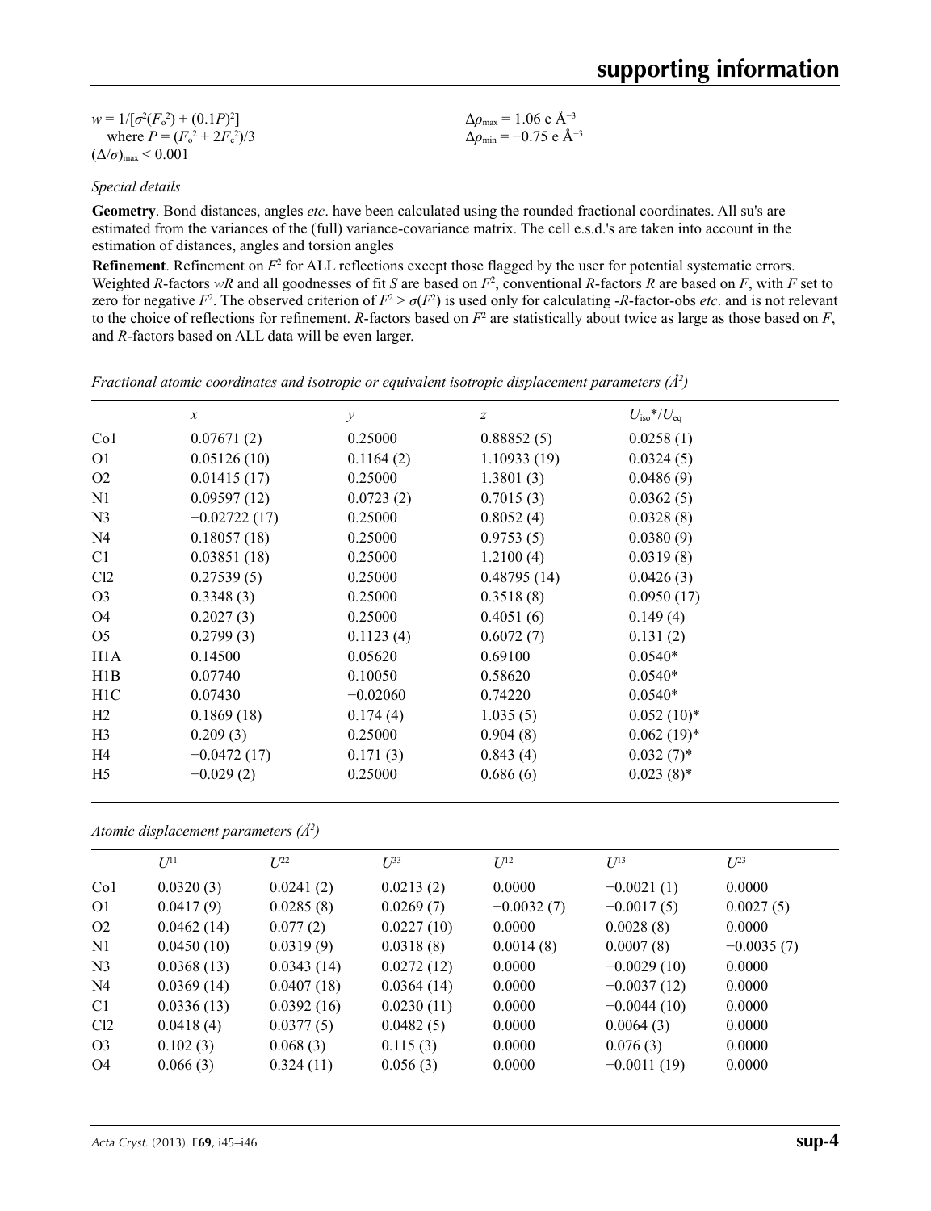$w = 1/[\sigma^2(F_o^2) + (0.1P)^2]$
where $P = (F_o^2 + 2F_c^2)/3$
$(\Delta/\sigma)_{max} < 0.001$

$\Delta\rho_{max} = 1.06$ e Å$^{-3}$
$\Delta\rho_{min} = -0.75$ e Å$^{-3}$

*Special details*

**Geometry**. Bond distances, angles *etc*. have been calculated using the rounded fractional coordinates. All su's are estimated from the variances of the (full) variance-covariance matrix. The cell e.s.d.'s are taken into account in the estimation of distances, angles and torsion angles

**Refinement**. Refinement on $F^2$ for ALL reflections except those flagged by the user for potential systematic errors. Weighted *R*-factors *wR* and all goodnesses of fit *S* are based on $F^2$, conventional *R*-factors *R* are based on *F*, with *F* set to zero for negative $F^2$. The observed criterion of $F^2 > \sigma(F^2)$ is used only for calculating -*R*-factor-obs *etc*. and is not relevant to the choice of reflections for refinement. *R*-factors based on $F^2$ are statistically about twice as large as those based on *F*, and *R*-factors based on ALL data will be even larger.

*Fractional atomic coordinates and isotropic or equivalent isotropic displacement parameters (Å$^2$)*

| | *x* | *y* | *z* | $U_{iso}$\*/$U_{eq}$ |
|---|---|---|---|---|
| Co1 | 0.07671 (2) | 0.25000 | 0.88852 (5) | 0.0258 (1) |
| O1 | 0.05126 (10) | 0.1164 (2) | 1.10933 (19) | 0.0324 (5) |
| O2 | 0.01415 (17) | 0.25000 | 1.3801 (3) | 0.0486 (9) |
| N1 | 0.09597 (12) | 0.0723 (2) | 0.7015 (3) | 0.0362 (5) |
| N3 | −0.02722 (17) | 0.25000 | 0.8052 (4) | 0.0328 (8) |
| N4 | 0.18057 (18) | 0.25000 | 0.9753 (5) | 0.0380 (9) |
| C1 | 0.03851 (18) | 0.25000 | 1.2100 (4) | 0.0319 (8) |
| Cl2 | 0.27539 (5) | 0.25000 | 0.48795 (14) | 0.0426 (3) |
| O3 | 0.3348 (3) | 0.25000 | 0.3518 (8) | 0.0950 (17) |
| O4 | 0.2027 (3) | 0.25000 | 0.4051 (6) | 0.149 (4) |
| O5 | 0.2799 (3) | 0.1123 (4) | 0.6072 (7) | 0.131 (2) |
| H1A | 0.14500 | 0.05620 | 0.69100 | 0.0540\* |
| H1B | 0.07740 | 0.10050 | 0.58620 | 0.0540\* |
| H1C | 0.07430 | −0.02060 | 0.74220 | 0.0540\* |
| H2 | 0.1869 (18) | 0.174 (4) | 1.035 (5) | 0.052 (10)\* |
| H3 | 0.209 (3) | 0.25000 | 0.904 (8) | 0.062 (19)\* |
| H4 | −0.0472 (17) | 0.171 (3) | 0.843 (4) | 0.032 (7)\* |
| H5 | −0.029 (2) | 0.25000 | 0.686 (6) | 0.023 (8)\* |

*Atomic displacement parameters (Å$^2$)*

| | $U^{11}$ | $U^{22}$ | $U^{33}$ | $U^{12}$ | $U^{13}$ | $U^{23}$ |
|---|---|---|---|---|---|---|
| Co1 | 0.0320 (3) | 0.0241 (2) | 0.0213 (2) | 0.0000 | −0.0021 (1) | 0.0000 |
| O1 | 0.0417 (9) | 0.0285 (8) | 0.0269 (7) | −0.0032 (7) | −0.0017 (5) | 0.0027 (5) |
| O2 | 0.0462 (14) | 0.077 (2) | 0.0227 (10) | 0.0000 | 0.0028 (8) | 0.0000 |
| N1 | 0.0450 (10) | 0.0319 (9) | 0.0318 (8) | 0.0014 (8) | 0.0007 (8) | −0.0035 (7) |
| N3 | 0.0368 (13) | 0.0343 (14) | 0.0272 (12) | 0.0000 | −0.0029 (10) | 0.0000 |
| N4 | 0.0369 (14) | 0.0407 (18) | 0.0364 (14) | 0.0000 | −0.0037 (12) | 0.0000 |
| C1 | 0.0336 (13) | 0.0392 (16) | 0.0230 (11) | 0.0000 | −0.0044 (10) | 0.0000 |
| Cl2 | 0.0418 (4) | 0.0377 (5) | 0.0482 (5) | 0.0000 | 0.0064 (3) | 0.0000 |
| O3 | 0.102 (3) | 0.068 (3) | 0.115 (3) | 0.0000 | 0.076 (3) | 0.0000 |
| O4 | 0.066 (3) | 0.324 (11) | 0.056 (3) | 0.0000 | −0.0011 (19) | 0.0000 |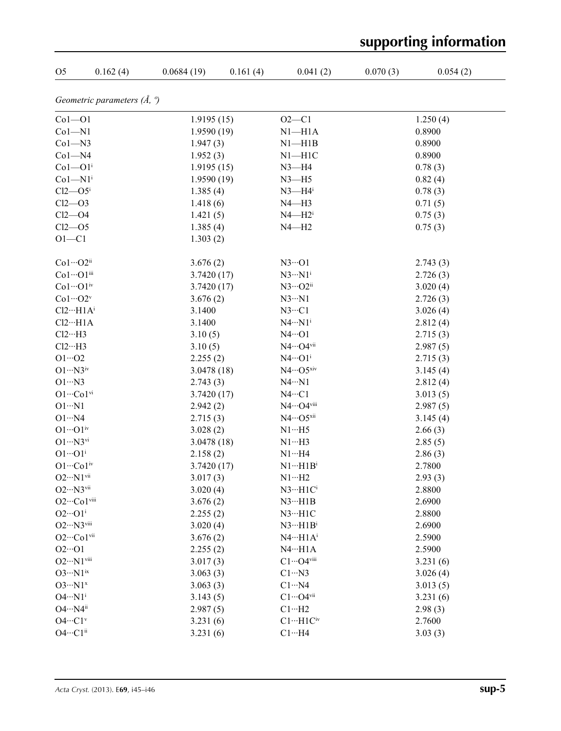| O5 | 0.162 (4) | 0.0684 (19) | 0.161 (4) | 0.041 (2) | 0.070 (3) | 0.054 (2) |
|---|---|---|---|---|---|---|

*Geometric parameters (Å, º)*

| | | | |
|---|---|---|---|
| Co1—O1 | 1.9195 (15) | O2—C1 | 1.250 (4) |
| Co1—N1 | 1.9590 (19) | N1—H1A | 0.8900 |
| Co1—N3 | 1.947 (3) | N1—H1B | 0.8900 |
| Co1—N4 | 1.952 (3) | N1—H1C | 0.8900 |
| Co1—O1$^{i}$ | 1.9195 (15) | N3—H4 | 0.78 (3) |
| Co1—N1$^{i}$ | 1.9590 (19) | N3—H5 | 0.82 (4) |
| Cl2—O5$^{i}$ | 1.385 (4) | N3—H4$^{i}$ | 0.78 (3) |
| Cl2—O3 | 1.418 (6) | N4—H3 | 0.71 (5) |
| Cl2—O4 | 1.421 (5) | N4—H2$^{i}$ | 0.75 (3) |
| Cl2—O5 | 1.385 (4) | N4—H2 | 0.75 (3) |
| O1—C1 | 1.303 (2) | | |
| | | | |
| Co1···O2$^{ii}$ | 3.676 (2) | N3···O1 | 2.743 (3) |
| Co1···O1$^{iii}$ | 3.7420 (17) | N3···N1$^{i}$ | 2.726 (3) |
| Co1···O1$^{iv}$ | 3.7420 (17) | N3···O2$^{ii}$ | 3.020 (4) |
| Co1···O2$^{v}$ | 3.676 (2) | N3···N1 | 2.726 (3) |
| Cl2···H1A$^{i}$ | 3.1400 | N3···C1 | 3.026 (4) |
| Cl2···H1A | 3.1400 | N4···N1$^{i}$ | 2.812 (4) |
| Cl2···H3 | 3.10 (5) | N4···O1 | 2.715 (3) |
| Cl2···H3 | 3.10 (5) | N4···O4$^{vii}$ | 2.987 (5) |
| O1···O2 | 2.255 (2) | N4···O1$^{i}$ | 2.715 (3) |
| O1···N3$^{iv}$ | 3.0478 (18) | N4···O5$^{xiv}$ | 3.145 (4) |
| O1···N3 | 2.743 (3) | N4···N1 | 2.812 (4) |
| O1···Co1$^{vi}$ | 3.7420 (17) | N4···C1 | 3.013 (5) |
| O1···N1 | 2.942 (2) | N4···O4$^{viii}$ | 2.987 (5) |
| O1···N4 | 2.715 (3) | N4···O5$^{xii}$ | 3.145 (4) |
| O1···O1$^{iv}$ | 3.028 (2) | N1···H5 | 2.66 (3) |
| O1···N3$^{vi}$ | 3.0478 (18) | N1···H3 | 2.85 (5) |
| O1···O1$^{i}$ | 2.158 (2) | N1···H4 | 2.86 (3) |
| O1···Co1$^{iv}$ | 3.7420 (17) | N1···H1B$^{i}$ | 2.7800 |
| O2···N1$^{vii}$ | 3.017 (3) | N1···H2 | 2.93 (3) |
| O2···N3$^{vii}$ | 3.020 (4) | N3···H1C$^{i}$ | 2.8800 |
| O2···Co1$^{viii}$ | 3.676 (2) | N3···H1B | 2.6900 |
| O2···O1$^{i}$ | 2.255 (2) | N3···H1C | 2.8800 |
| O2···N3$^{viii}$ | 3.020 (4) | N3···H1B$^{i}$ | 2.6900 |
| O2···Co1$^{vii}$ | 3.676 (2) | N4···H1A$^{i}$ | 2.5900 |
| O2···O1 | 2.255 (2) | N4···H1A | 2.5900 |
| O2···N1$^{viii}$ | 3.017 (3) | C1···O4$^{viii}$ | 3.231 (6) |
| O3···N1$^{ix}$ | 3.063 (3) | C1···N3 | 3.026 (4) |
| O3···N1$^{x}$ | 3.063 (3) | C1···N4 | 3.013 (5) |
| O4···N1$^{i}$ | 3.143 (5) | C1···O4$^{vii}$ | 3.231 (6) |
| O4···N4$^{ii}$ | 2.987 (5) | C1···H2 | 2.98 (3) |
| O4···C1$^{v}$ | 3.231 (6) | C1···H1C$^{iv}$ | 2.7600 |
| O4···C1$^{ii}$ | 3.231 (6) | C1···H4 | 3.03 (3) |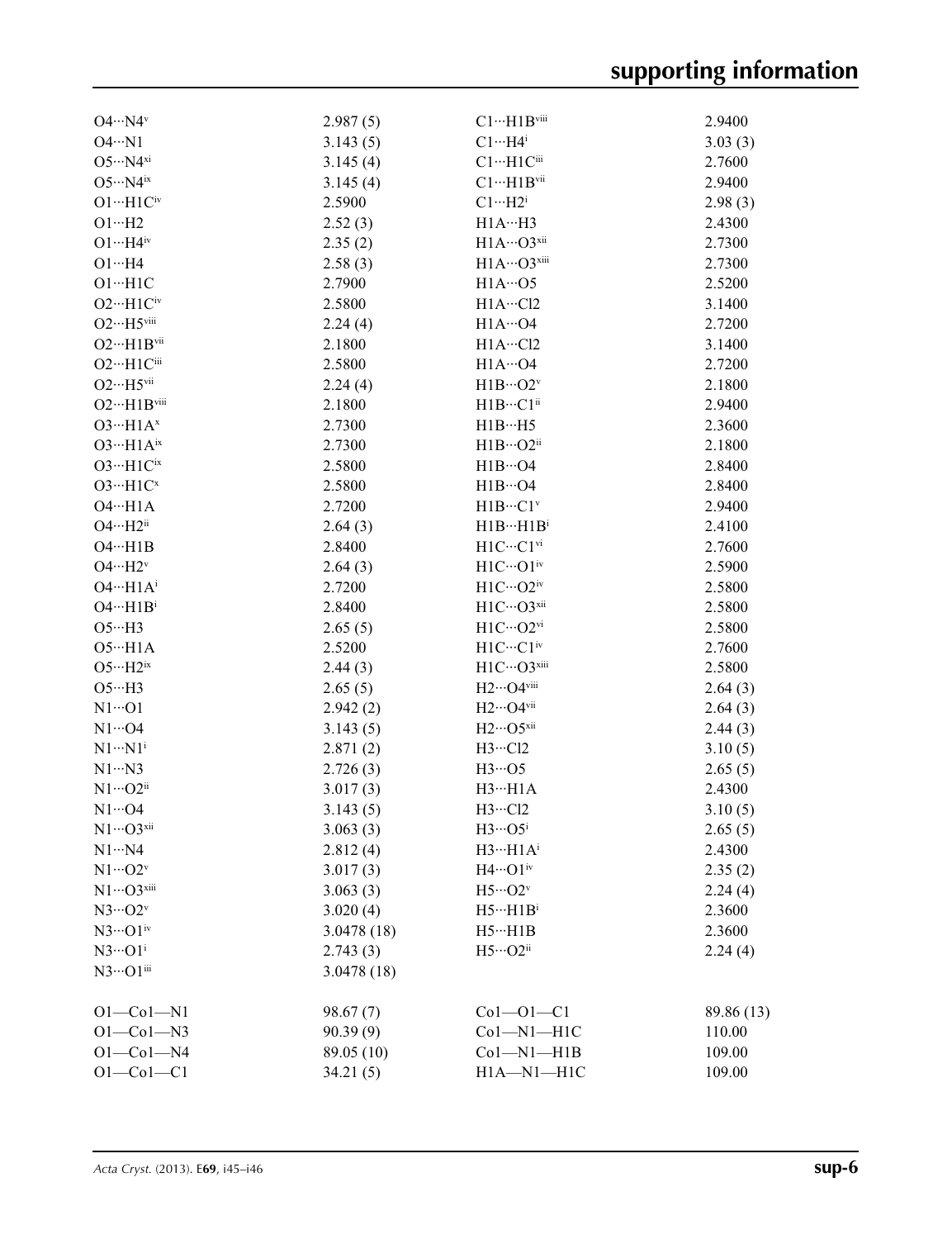| | | | |
|---|---|---|---|
| O4···N4$^{v}$ | 2.987 (5) | C1···H1B$^{viii}$ | 2.9400 |
| O4···N1 | 3.143 (5) | C1···H4$^{i}$ | 3.03 (3) |
| O5···N4$^{xi}$ | 3.145 (4) | C1···H1C$^{iii}$ | 2.7600 |
| O5···N4$^{ix}$ | 3.145 (4) | C1···H1B$^{vii}$ | 2.9400 |
| O1···H1C$^{iv}$ | 2.5900 | C1···H2$^{i}$ | 2.98 (3) |
| O1···H2 | 2.52 (3) | H1A···H3 | 2.4300 |
| O1···H4$^{iv}$ | 2.35 (2) | H1A···O3$^{xii}$ | 2.7300 |
| O1···H4 | 2.58 (3) | H1A···O3$^{xiii}$ | 2.7300 |
| O1···H1C | 2.7900 | H1A···O5 | 2.5200 |
| O2···H1C$^{iv}$ | 2.5800 | H1A···Cl2 | 3.1400 |
| O2···H5$^{viii}$ | 2.24 (4) | H1A···O4 | 2.7200 |
| O2···H1B$^{vii}$ | 2.1800 | H1A···Cl2 | 3.1400 |
| O2···H1C$^{iii}$ | 2.5800 | H1A···O4 | 2.7200 |
| O2···H5$^{vii}$ | 2.24 (4) | H1B···O2$^{v}$ | 2.1800 |
| O2···H1B$^{viii}$ | 2.1800 | H1B···C1$^{ii}$ | 2.9400 |
| O3···H1A$^{x}$ | 2.7300 | H1B···H5 | 2.3600 |
| O3···H1A$^{ix}$ | 2.7300 | H1B···O2$^{ii}$ | 2.1800 |
| O3···H1C$^{ix}$ | 2.5800 | H1B···O4 | 2.8400 |
| O3···H1C$^{x}$ | 2.5800 | H1B···O4 | 2.8400 |
| O4···H1A | 2.7200 | H1B···C1$^{v}$ | 2.9400 |
| O4···H2$^{ii}$ | 2.64 (3) | H1B···H1B$^{i}$ | 2.4100 |
| O4···H1B | 2.8400 | H1C···C1$^{vi}$ | 2.7600 |
| O4···H2$^{v}$ | 2.64 (3) | H1C···O1$^{iv}$ | 2.5900 |
| O4···H1A$^{i}$ | 2.7200 | H1C···O2$^{iv}$ | 2.5800 |
| O4···H1B$^{i}$ | 2.8400 | H1C···O3$^{xii}$ | 2.5800 |
| O5···H3 | 2.65 (5) | H1C···O2$^{vi}$ | 2.5800 |
| O5···H1A | 2.5200 | H1C···C1$^{iv}$ | 2.7600 |
| O5···H2$^{ix}$ | 2.44 (3) | H1C···O3$^{xiii}$ | 2.5800 |
| O5···H3 | 2.65 (5) | H2···O4$^{viii}$ | 2.64 (3) |
| N1···O1 | 2.942 (2) | H2···O4$^{vii}$ | 2.64 (3) |
| N1···O4 | 3.143 (5) | H2···O5$^{xii}$ | 2.44 (3) |
| N1···N1$^{i}$ | 2.871 (2) | H3···Cl2 | 3.10 (5) |
| N1···N3 | 2.726 (3) | H3···O5 | 2.65 (5) |
| N1···O2$^{ii}$ | 3.017 (3) | H3···H1A | 2.4300 |
| N1···O4 | 3.143 (5) | H3···Cl2 | 3.10 (5) |
| N1···O3$^{xii}$ | 3.063 (3) | H3···O5$^{i}$ | 2.65 (5) |
| N1···N4 | 2.812 (4) | H3···H1A$^{i}$ | 2.4300 |
| N1···O2$^{v}$ | 3.017 (3) | H4···O1$^{iv}$ | 2.35 (2) |
| N1···O3$^{xiii}$ | 3.063 (3) | H5···O2$^{v}$ | 2.24 (4) |
| N3···O2$^{v}$ | 3.020 (4) | H5···H1B$^{i}$ | 2.3600 |
| N3···O1$^{iv}$ | 3.0478 (18) | H5···H1B | 2.3600 |
| N3···O1$^{i}$ | 2.743 (3) | H5···O2$^{ii}$ | 2.24 (4) |
| N3···O1$^{iii}$ | 3.0478 (18) | | |
| | | | |
| O1—Co1—N1 | 98.67 (7) | Co1—O1—C1 | 89.86 (13) |
| O1—Co1—N3 | 90.39 (9) | Co1—N1—H1C | 110.00 |
| O1—Co1—N4 | 89.05 (10) | Co1—N1—H1B | 109.00 |
| O1—Co1—C1 | 34.21 (5) | H1A—N1—H1C | 109.00 |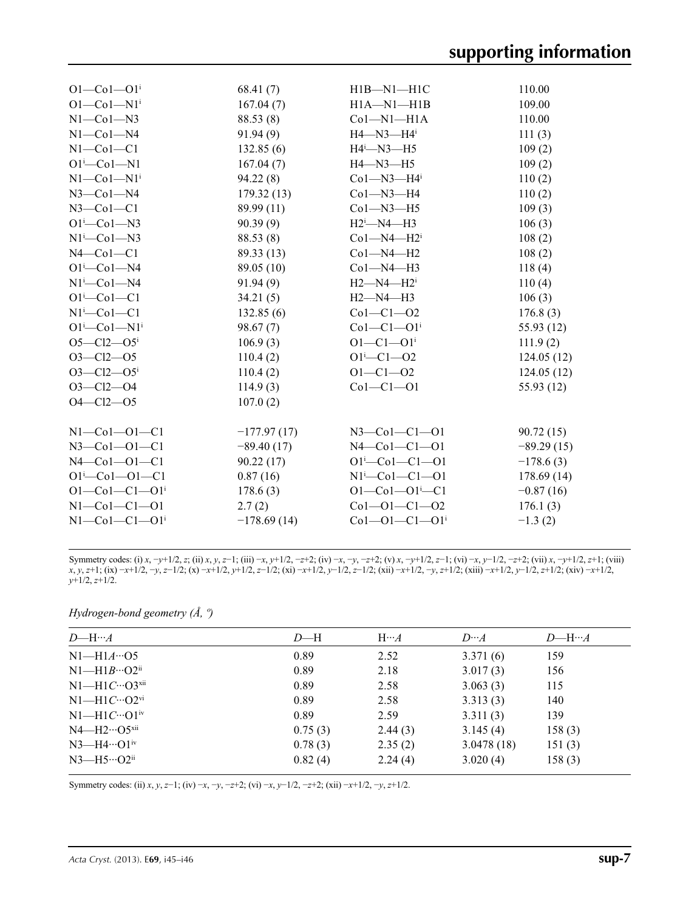| | | | |
|---|---|---|---|
| O1—Co1—O1$^{i}$ | 68.41 (7) | H1B—N1—H1C | 110.00 |
| O1—Co1—N1$^{i}$ | 167.04 (7) | H1A—N1—H1B | 109.00 |
| N1—Co1—N3 | 88.53 (8) | Co1—N1—H1A | 110.00 |
| N1—Co1—N4 | 91.94 (9) | H4—N3—H4$^{i}$ | 111 (3) |
| N1—Co1—C1 | 132.85 (6) | H4$^{i}$—N3—H5 | 109 (2) |
| O1$^{i}$—Co1—N1 | 167.04 (7) | H4—N3—H5 | 109 (2) |
| N1—Co1—N1$^{i}$ | 94.22 (8) | Co1—N3—H4$^{i}$ | 110 (2) |
| N3—Co1—N4 | 179.32 (13) | Co1—N3—H4 | 110 (2) |
| N3—Co1—C1 | 89.99 (11) | Co1—N3—H5 | 109 (3) |
| O1$^{i}$—Co1—N3 | 90.39 (9) | H2$^{i}$—N4—H3 | 106 (3) |
| N1$^{i}$—Co1—N3 | 88.53 (8) | Co1—N4—H2$^{i}$ | 108 (2) |
| N4—Co1—C1 | 89.33 (13) | Co1—N4—H2 | 108 (2) |
| O1$^{i}$—Co1—N4 | 89.05 (10) | Co1—N4—H3 | 118 (4) |
| N1$^{i}$—Co1—N4 | 91.94 (9) | H2—N4—H2$^{i}$ | 110 (4) |
| O1$^{i}$—Co1—C1 | 34.21 (5) | H2—N4—H3 | 106 (3) |
| N1$^{i}$—Co1—C1 | 132.85 (6) | Co1—C1—O2 | 176.8 (3) |
| O1$^{i}$—Co1—N1$^{i}$ | 98.67 (7) | Co1—C1—O1$^{i}$ | 55.93 (12) |
| O5—Cl2—O5$^{i}$ | 106.9 (3) | O1—C1—O1$^{i}$ | 111.9 (2) |
| O3—Cl2—O5 | 110.4 (2) | O1$^{i}$—C1—O2 | 124.05 (12) |
| O3—Cl2—O5$^{i}$ | 110.4 (2) | O1—C1—O2 | 124.05 (12) |
| O3—Cl2—O4 | 114.9 (3) | Co1—C1—O1 | 55.93 (12) |
| O4—Cl2—O5 | 107.0 (2) | | |
| | | | |
| N1—Co1—O1—C1 | −177.97 (17) | N3—Co1—C1—O1 | 90.72 (15) |
| N3—Co1—O1—C1 | −89.40 (17) | N4—Co1—C1—O1 | −89.29 (15) |
| N4—Co1—O1—C1 | 90.22 (17) | O1$^{i}$—Co1—C1—O1 | −178.6 (3) |
| O1$^{i}$—Co1—O1—C1 | 0.87 (16) | N1$^{i}$—Co1—C1—O1 | 178.69 (14) |
| O1—Co1—C1—O1$^{i}$ | 178.6 (3) | O1—Co1—O1$^{i}$—C1 | −0.87 (16) |
| N1—Co1—C1—O1 | 2.7 (2) | Co1—O1—C1—O2 | 176.1 (3) |
| N1—Co1—C1—O1$^{i}$ | −178.69 (14) | Co1—O1—C1—O1$^{i}$ | −1.3 (2) |

Symmetry codes: (i) $x, -y+1/2, z$; (ii) $x, y, z-1$; (iii) $-x, y+1/2, -z+2$; (iv) $-x, -y, -z+2$; (v) $x, -y+1/2, z-1$; (vi) $-x, y-1/2, -z+2$; (vii) $x, -y+1/2, z+1$; (viii) $x, y, z+1$; (ix) $-x+1/2, -y, z-1/2$; (x) $-x+1/2, y+1/2, z-1/2$; (xi) $-x+1/2, y-1/2, z-1/2$; (xii) $-x+1/2, -y, z+1/2$; (xiii) $-x+1/2, y-1/2, z+1/2$; (xiv) $-x+1/2, y+1/2, z+1/2$.

*Hydrogen-bond geometry (Å, º)*

| *D*—H···*A* | *D*—H | H···*A* | *D*···*A* | *D*—H···*A* |
|---|---|---|---|---|
| N1—H1*A*···O5 | 0.89 | 2.52 | 3.371 (6) | 159 |
| N1—H1*B*···O2$^{ii}$ | 0.89 | 2.18 | 3.017 (3) | 156 |
| N1—H1*C*···O3$^{xii}$ | 0.89 | 2.58 | 3.063 (3) | 115 |
| N1—H1*C*···O2$^{vi}$ | 0.89 | 2.58 | 3.313 (3) | 140 |
| N1—H1*C*···O1$^{iv}$ | 0.89 | 2.59 | 3.311 (3) | 139 |
| N4—H2···O5$^{xii}$ | 0.75 (3) | 2.44 (3) | 3.145 (4) | 158 (3) |
| N3—H4···O1$^{iv}$ | 0.78 (3) | 2.35 (2) | 3.0478 (18) | 151 (3) |
| N3—H5···O2$^{ii}$ | 0.82 (4) | 2.24 (4) | 3.020 (4) | 158 (3) |

Symmetry codes: (ii) $x, y, z-1$; (iv) $-x, -y, -z+2$; (vi) $-x, y-1/2, -z+2$; (xii) $-x+1/2, -y, z+1/2$.